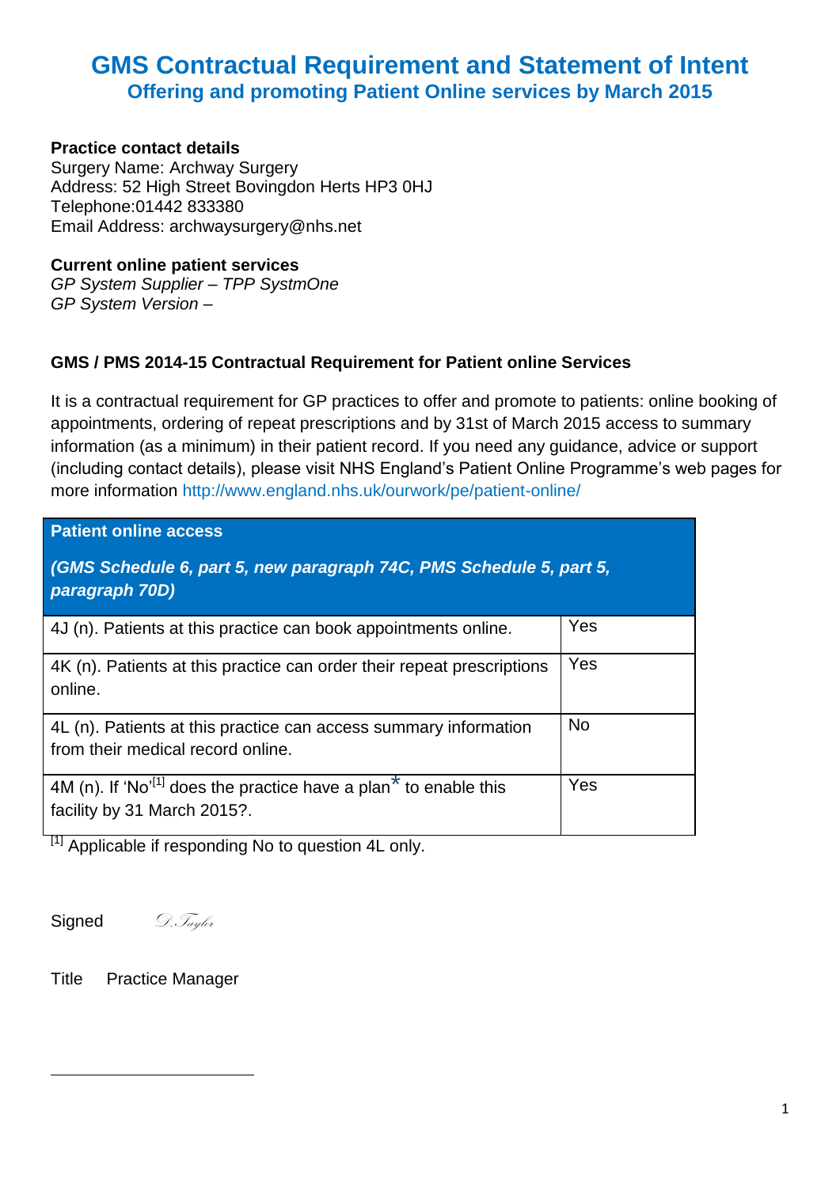# GMS Contractual Requirement and Statement of Intent

## Offering and promoting Patient Online services by March 2015

**Practice contact details**
Surgery Name: Archway Surgery
Address: 52 High Street Bovingdon Herts HP3 0HJ
Telephone:01442 833380
Email Address: archwaysurgery@nhs.net

**Current online patient services**
*GP System Supplier – TPP SystmOne*
*GP System Version –*

### GMS / PMS 2014-15 Contractual Requirement for Patient online Services

It is a contractual requirement for GP practices to offer and promote to patients: online booking of appointments, ordering of repeat prescriptions and by 31st of March 2015 access to summary information (as a minimum) in their patient record. If you need any guidance, advice or support (including contact details), please visit NHS England's Patient Online Programme's web pages for more information http://www.england.nhs.uk/ourwork/pe/patient-online/

| **Patient online access** *(GMS Schedule 6, part 5, new paragraph 74C, PMS Schedule 5, part 5, paragraph 70D)* | |
|---|---|
| 4J (n). Patients at this practice can book appointments online. | Yes |
| 4K (n). Patients at this practice can order their repeat prescriptions online. | Yes |
| 4L (n). Patients at this practice can access summary information from their medical record online. | No |
| 4M (n). If 'No'[1] does the practice have a plan* to enable this facility by 31 March 2015?. | Yes |

[1] Applicable if responding No to question 4L only.

Signed D.Taylor

Title Practice Manager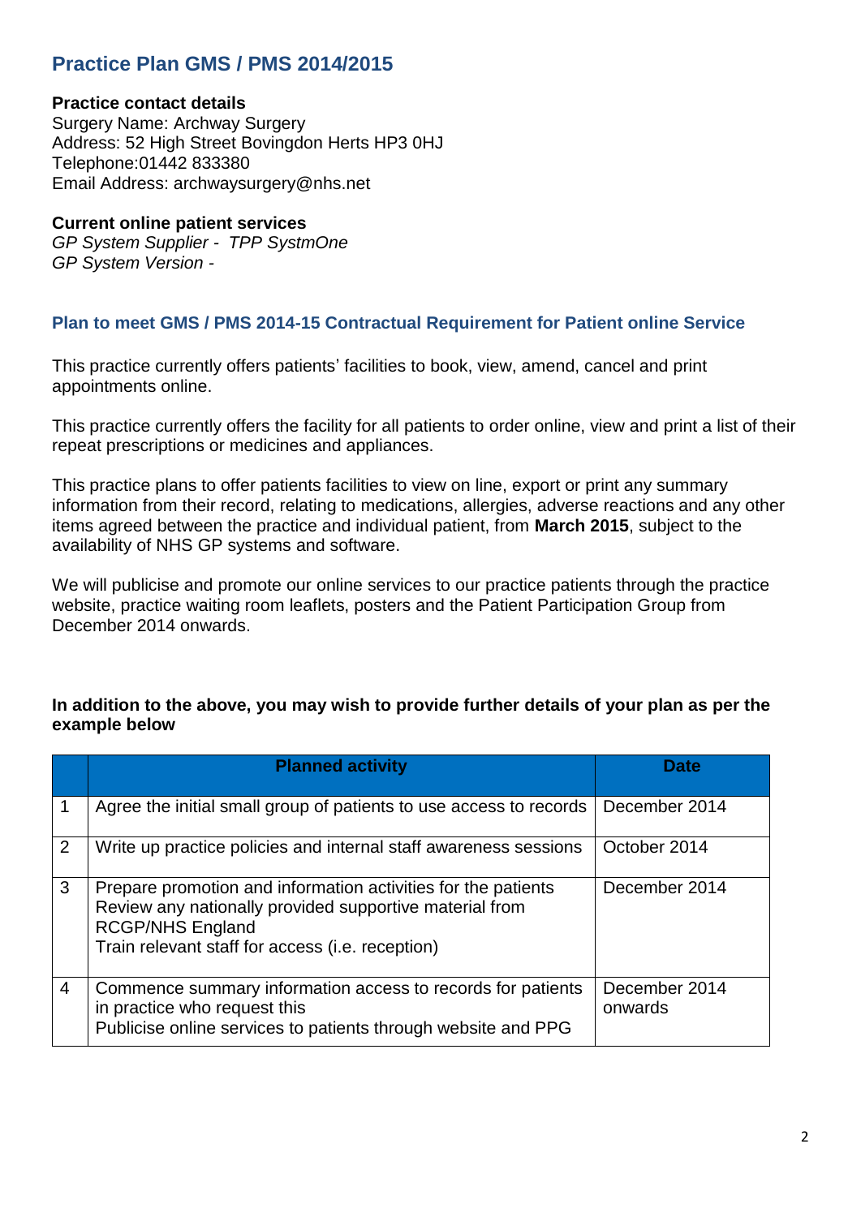## Practice Plan GMS / PMS 2014/2015

**Practice contact details**
Surgery Name: Archway Surgery
Address: 52 High Street Bovingdon Herts HP3 0HJ
Telephone:01442 833380
Email Address: archwaysurgery@nhs.net

**Current online patient services**
*GP System Supplier - TPP SystmOne*
*GP System Version -*

### Plan to meet GMS / PMS 2014-15 Contractual Requirement for Patient online Service

This practice currently offers patients' facilities to book, view, amend, cancel and print appointments online.

This practice currently offers the facility for all patients to order online, view and print a list of their repeat prescriptions or medicines and appliances.

This practice plans to offer patients facilities to view on line, export or print any summary information from their record, relating to medications, allergies, adverse reactions and any other items agreed between the practice and individual patient, from **March 2015**, subject to the availability of NHS GP systems and software.

We will publicise and promote our online services to our practice patients through the practice website, practice waiting room leaflets, posters and the Patient Participation Group from December 2014 onwards.

**In addition to the above, you may wish to provide further details of your plan as per the example below**

| | Planned activity | Date |
|---|---|---|
| 1 | Agree the initial small group of patients to use access to records | December 2014 |
| 2 | Write up practice policies and internal staff awareness sessions | October 2014 |
| 3 | Prepare promotion and information activities for the patients<br>Review any nationally provided supportive material from RCGP/NHS England<br>Train relevant staff for access (i.e. reception) | December 2014 |
| 4 | Commence summary information access to records for patients in practice who request this<br>Publicise online services to patients through website and PPG | December 2014 onwards |